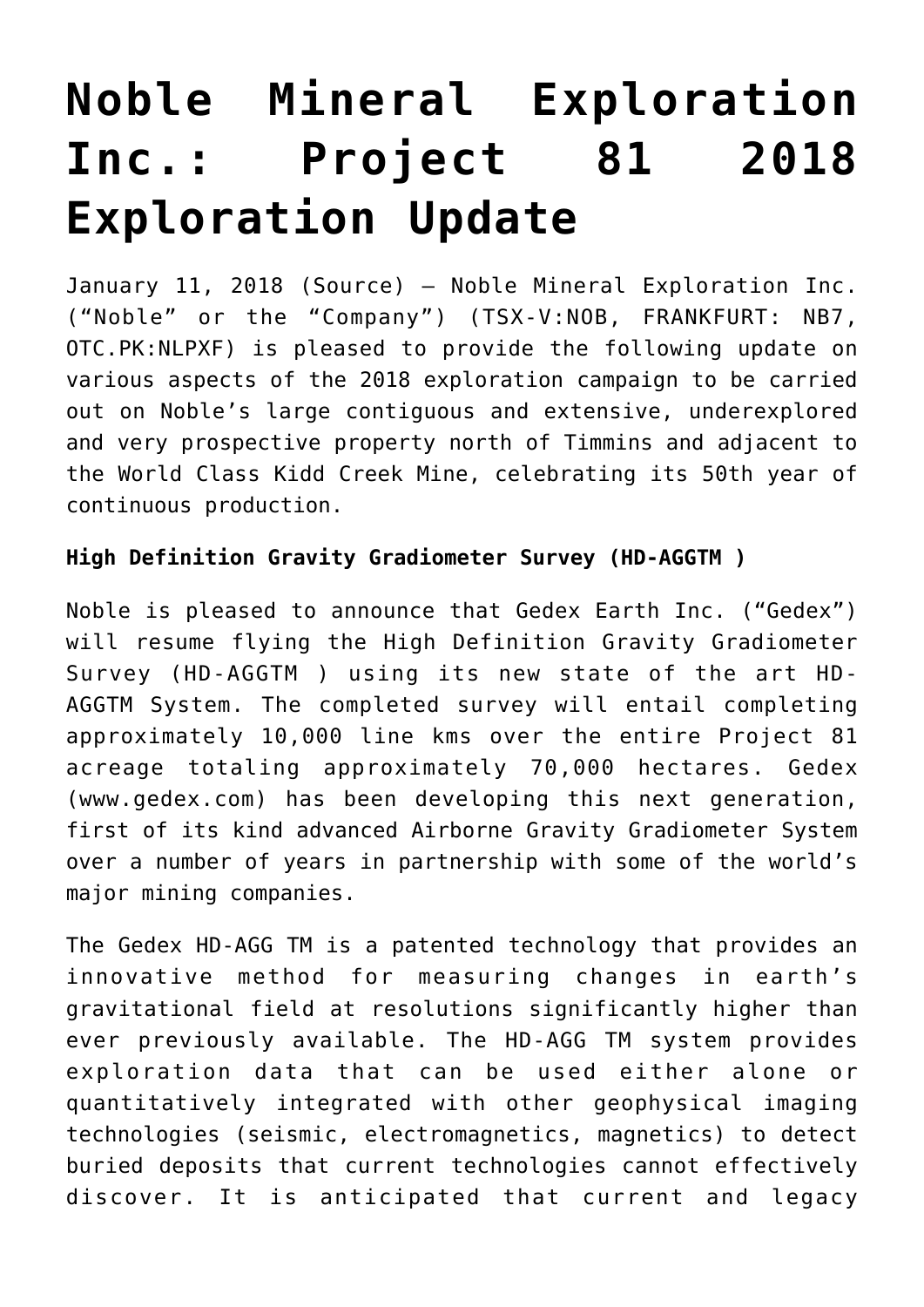# Noble Mineral Exploration Inc.: Project 81 2018 Exploration Update

January 11, 2018 (Source) — Noble Mineral Exploration Inc. ("Noble" or the "Company") (TSX-V:NOB, FRANKFURT: NB7, OTC.PK:NLPXF) is pleased to provide the following update on various aspects of the 2018 exploration campaign to be carried out on Noble's large contiguous and extensive, underexplored and very prospective property north of Timmins and adjacent to the World Class Kidd Creek Mine, celebrating its 50th year of continuous production.

**High Definition Gravity Gradiometer Survey (HD-AGGTM )**

Noble is pleased to announce that Gedex Earth Inc. ("Gedex") will resume flying the High Definition Gravity Gradiometer Survey (HD-AGGTM ) using its new state of the art HD-AGGTM System. The completed survey will entail completing approximately 10,000 line kms over the entire Project 81 acreage totaling approximately 70,000 hectares. Gedex (www.gedex.com) has been developing this next generation, first of its kind advanced Airborne Gravity Gradiometer System over a number of years in partnership with some of the world's major mining companies.

The Gedex HD-AGG TM is a patented technology that provides an innovative method for measuring changes in earth's gravitational field at resolutions significantly higher than ever previously available. The HD-AGG TM system provides exploration data that can be used either alone or quantitatively integrated with other geophysical imaging technologies (seismic, electromagnetics, magnetics) to detect buried deposits that current technologies cannot effectively discover. It is anticipated that current and legacy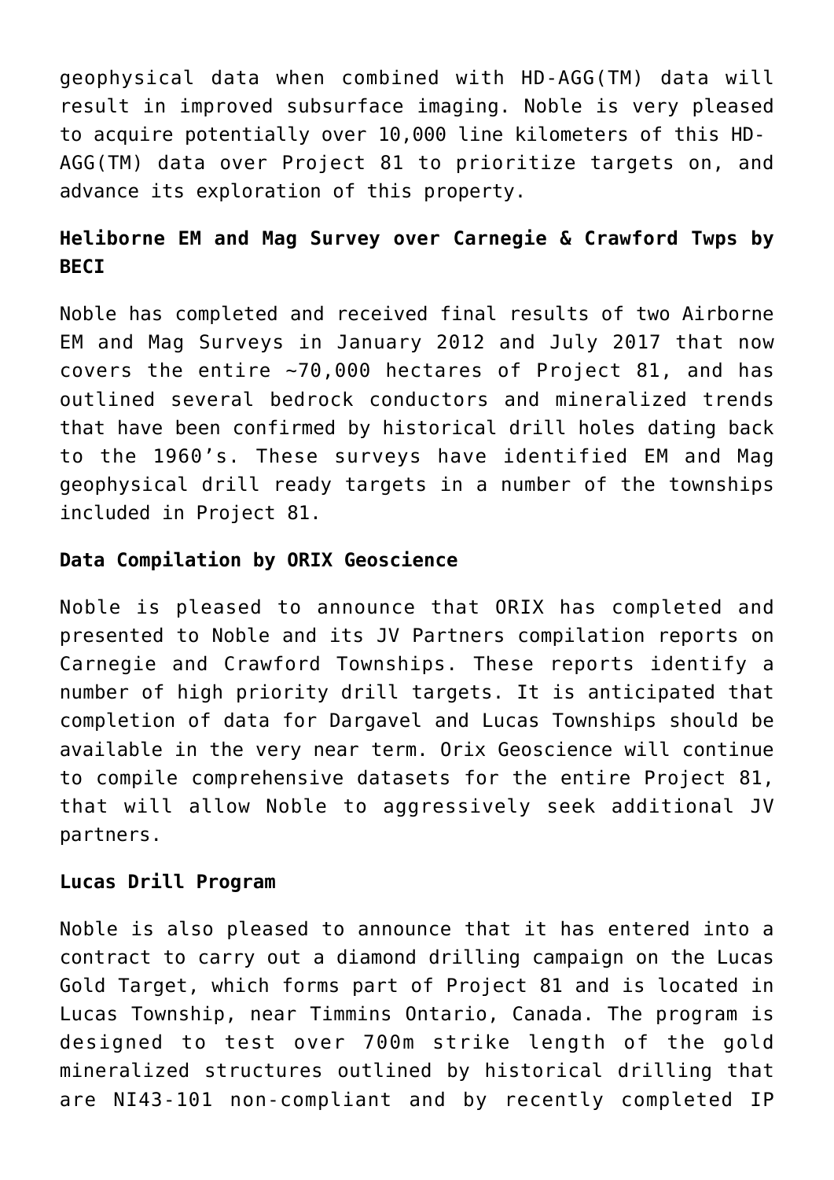geophysical data when combined with HD-AGG(TM) data will result in improved subsurface imaging. Noble is very pleased to acquire potentially over 10,000 line kilometers of this HD-AGG(TM) data over Project 81 to prioritize targets on, and advance its exploration of this property.

**Heliborne EM and Mag Survey over Carnegie & Crawford Twps by BECI**

Noble has completed and received final results of two Airborne EM and Mag Surveys in January 2012 and July 2017 that now covers the entire ~70,000 hectares of Project 81, and has outlined several bedrock conductors and mineralized trends that have been confirmed by historical drill holes dating back to the 1960's. These surveys have identified EM and Mag geophysical drill ready targets in a number of the townships included in Project 81.

**Data Compilation by ORIX Geoscience**

Noble is pleased to announce that ORIX has completed and presented to Noble and its JV Partners compilation reports on Carnegie and Crawford Townships. These reports identify a number of high priority drill targets. It is anticipated that completion of data for Dargavel and Lucas Townships should be available in the very near term. Orix Geoscience will continue to compile comprehensive datasets for the entire Project 81, that will allow Noble to aggressively seek additional JV partners.

**Lucas Drill Program**

Noble is also pleased to announce that it has entered into a contract to carry out a diamond drilling campaign on the Lucas Gold Target, which forms part of Project 81 and is located in Lucas Township, near Timmins Ontario, Canada. The program is designed to test over 700m strike length of the gold mineralized structures outlined by historical drilling that are NI43-101 non-compliant and by recently completed IP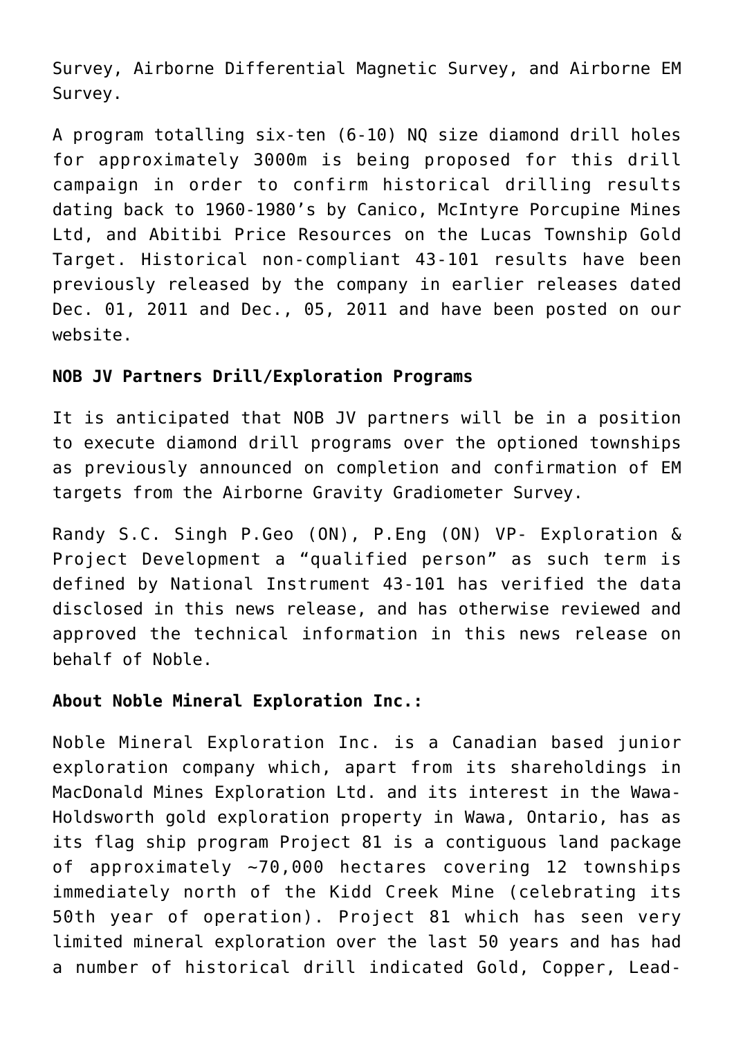Survey, Airborne Differential Magnetic Survey, and Airborne EM Survey.

A program totalling six-ten (6-10) NQ size diamond drill holes for approximately 3000m is being proposed for this drill campaign in order to confirm historical drilling results dating back to 1960-1980's by Canico, McIntyre Porcupine Mines Ltd, and Abitibi Price Resources on the Lucas Township Gold Target. Historical non-compliant 43-101 results have been previously released by the company in earlier releases dated Dec. 01, 2011 and Dec., 05, 2011 and have been posted on our website.

**NOB JV Partners Drill/Exploration Programs**

It is anticipated that NOB JV partners will be in a position to execute diamond drill programs over the optioned townships as previously announced on completion and confirmation of EM targets from the Airborne Gravity Gradiometer Survey.

Randy S.C. Singh P.Geo (ON), P.Eng (ON) VP- Exploration & Project Development a "qualified person" as such term is defined by National Instrument 43-101 has verified the data disclosed in this news release, and has otherwise reviewed and approved the technical information in this news release on behalf of Noble.

**About Noble Mineral Exploration Inc.:**

Noble Mineral Exploration Inc. is a Canadian based junior exploration company which, apart from its shareholdings in MacDonald Mines Exploration Ltd. and its interest in the Wawa-Holdsworth gold exploration property in Wawa, Ontario, has as its flag ship program Project 81 is a contiguous land package of approximately ~70,000 hectares covering 12 townships immediately north of the Kidd Creek Mine (celebrating its 50th year of operation). Project 81 which has seen very limited mineral exploration over the last 50 years and has had a number of historical drill indicated Gold, Copper, Lead-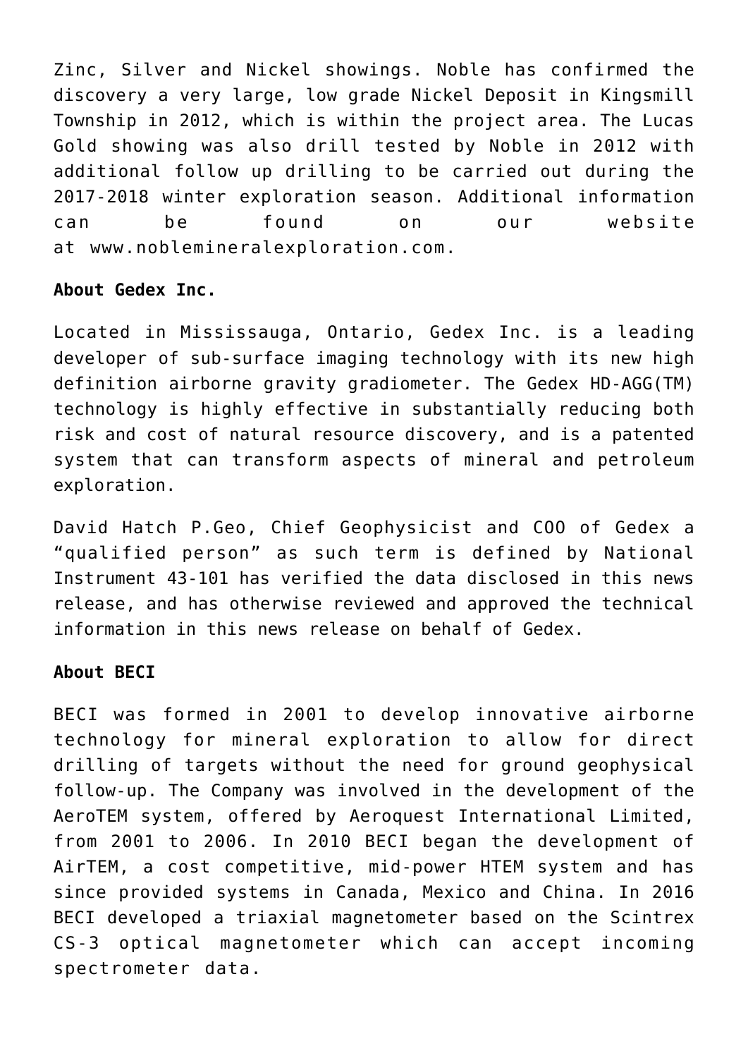Zinc, Silver and Nickel showings. Noble has confirmed the discovery a very large, low grade Nickel Deposit in Kingsmill Township in 2012, which is within the project area. The Lucas Gold showing was also drill tested by Noble in 2012 with additional follow up drilling to be carried out during the 2017-2018 winter exploration season. Additional information can be found on our website at www.noblemineralexploration.com.

**About Gedex Inc.**

Located in Mississauga, Ontario, Gedex Inc. is a leading developer of sub-surface imaging technology with its new high definition airborne gravity gradiometer. The Gedex HD-AGG(TM) technology is highly effective in substantially reducing both risk and cost of natural resource discovery, and is a patented system that can transform aspects of mineral and petroleum exploration.

David Hatch P.Geo, Chief Geophysicist and COO of Gedex a "qualified person" as such term is defined by National Instrument 43-101 has verified the data disclosed in this news release, and has otherwise reviewed and approved the technical information in this news release on behalf of Gedex.

**About BECI**

BECI was formed in 2001 to develop innovative airborne technology for mineral exploration to allow for direct drilling of targets without the need for ground geophysical follow-up. The Company was involved in the development of the AeroTEM system, offered by Aeroquest International Limited, from 2001 to 2006. In 2010 BECI began the development of AirTEM, a cost competitive, mid-power HTEM system and has since provided systems in Canada, Mexico and China. In 2016 BECI developed a triaxial magnetometer based on the Scintrex CS-3 optical magnetometer which can accept incoming spectrometer data.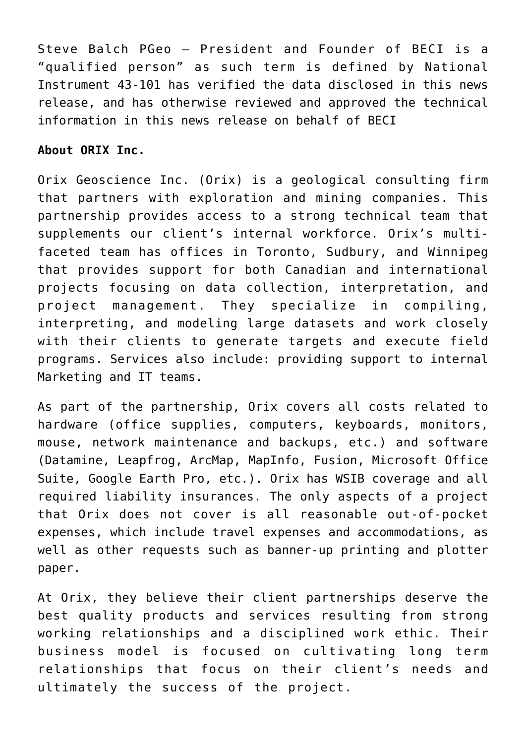Steve Balch PGeo – President and Founder of BECI is a "qualified person" as such term is defined by National Instrument 43-101 has verified the data disclosed in this news release, and has otherwise reviewed and approved the technical information in this news release on behalf of BECI

**About ORIX Inc.**

Orix Geoscience Inc. (Orix) is a geological consulting firm that partners with exploration and mining companies. This partnership provides access to a strong technical team that supplements our client's internal workforce. Orix's multi-faceted team has offices in Toronto, Sudbury, and Winnipeg that provides support for both Canadian and international projects focusing on data collection, interpretation, and project management. They specialize in compiling, interpreting, and modeling large datasets and work closely with their clients to generate targets and execute field programs. Services also include: providing support to internal Marketing and IT teams.

As part of the partnership, Orix covers all costs related to hardware (office supplies, computers, keyboards, monitors, mouse, network maintenance and backups, etc.) and software (Datamine, Leapfrog, ArcMap, MapInfo, Fusion, Microsoft Office Suite, Google Earth Pro, etc.). Orix has WSIB coverage and all required liability insurances. The only aspects of a project that Orix does not cover is all reasonable out-of-pocket expenses, which include travel expenses and accommodations, as well as other requests such as banner-up printing and plotter paper.

At Orix, they believe their client partnerships deserve the best quality products and services resulting from strong working relationships and a disciplined work ethic. Their business model is focused on cultivating long term relationships that focus on their client's needs and ultimately the success of the project.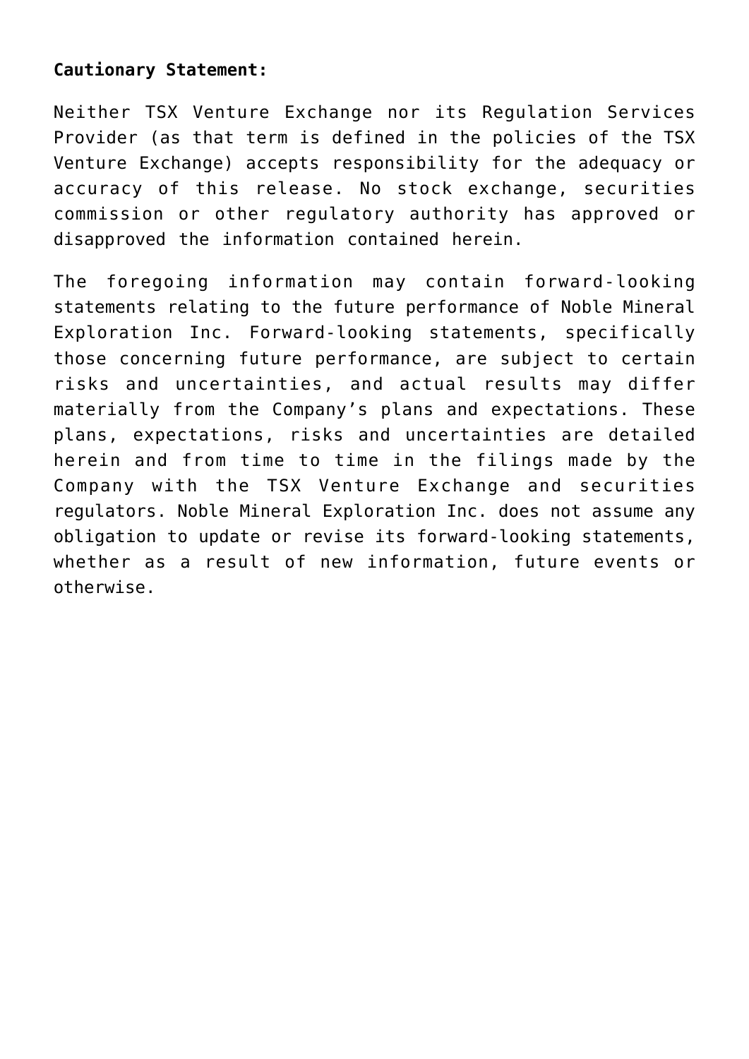**Cautionary Statement:**

Neither TSX Venture Exchange nor its Regulation Services Provider (as that term is defined in the policies of the TSX Venture Exchange) accepts responsibility for the adequacy or accuracy of this release. No stock exchange, securities commission or other regulatory authority has approved or disapproved the information contained herein.

The foregoing information may contain forward-looking statements relating to the future performance of Noble Mineral Exploration Inc. Forward-looking statements, specifically those concerning future performance, are subject to certain risks and uncertainties, and actual results may differ materially from the Company's plans and expectations. These plans, expectations, risks and uncertainties are detailed herein and from time to time in the filings made by the Company with the TSX Venture Exchange and securities regulators. Noble Mineral Exploration Inc. does not assume any obligation to update or revise its forward-looking statements, whether as a result of new information, future events or otherwise.